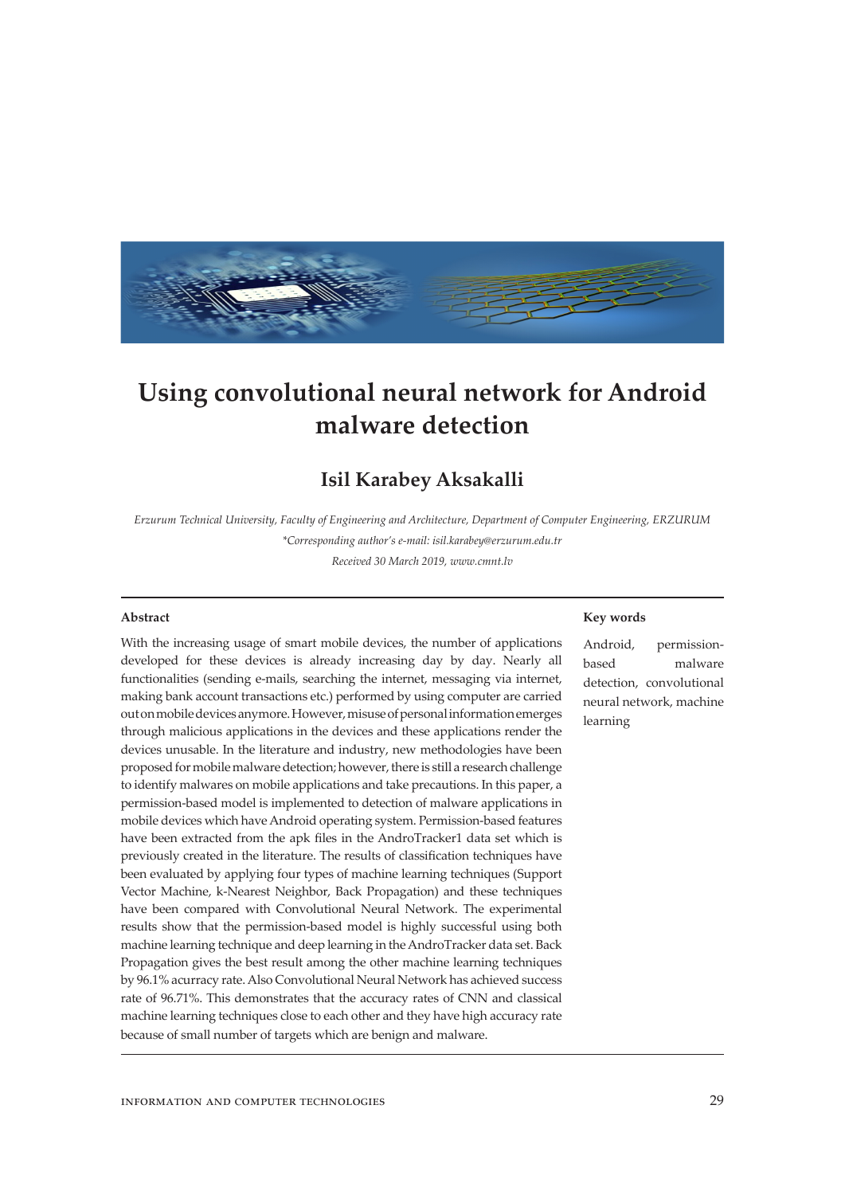# Using convolutional neural network for Android malware detection

## Isil Karabey Aksakalli

*Erzurum Technical University, Faculty of Engineering and Architecture, Department of Computer Engineering, ERZURUM*

*\*Corresponding author's e-mail: isil.karabey@erzurum.edu.tr*

*Received 30 March 2019, www.cmnt.lv*

### Abstract

With the increasing usage of smart mobile devices, the number of applications developed for these devices is already increasing day by day. Nearly all functionalities (sending e-mails, searching the internet, messaging via internet, making bank account transactions etc.) performed by using computer are carried out on mobile devices anymore. However, misuse of personal information emerges through malicious applications in the devices and these applications render the devices unusable. In the literature and industry, new methodologies have been proposed for mobile malware detection; however, there is still a research challenge to identify malwares on mobile applications and take precautions. In this paper, a permission-based model is implemented to detection of malware applications in mobile devices which have Android operating system. Permission-based features have been extracted from the apk files in the AndroTracker1 data set which is previously created in the literature. The results of classification techniques have been evaluated by applying four types of machine learning techniques (Support Vector Machine, k-Nearest Neighbor, Back Propagation) and these techniques have been compared with Convolutional Neural Network. The experimental results show that the permission-based model is highly successful using both machine learning technique and deep learning in the AndroTracker data set. Back Propagation gives the best result among the other machine learning techniques by 96.1% acurracy rate. Also Convolutional Neural Network has achieved success rate of 96.71%. This demonstrates that the accuracy rates of CNN and classical machine learning techniques close to each other and they have high accuracy rate because of small number of targets which are benign and malware.

### Key words

Android, permission-based malware detection, convolutional neural network, machine learning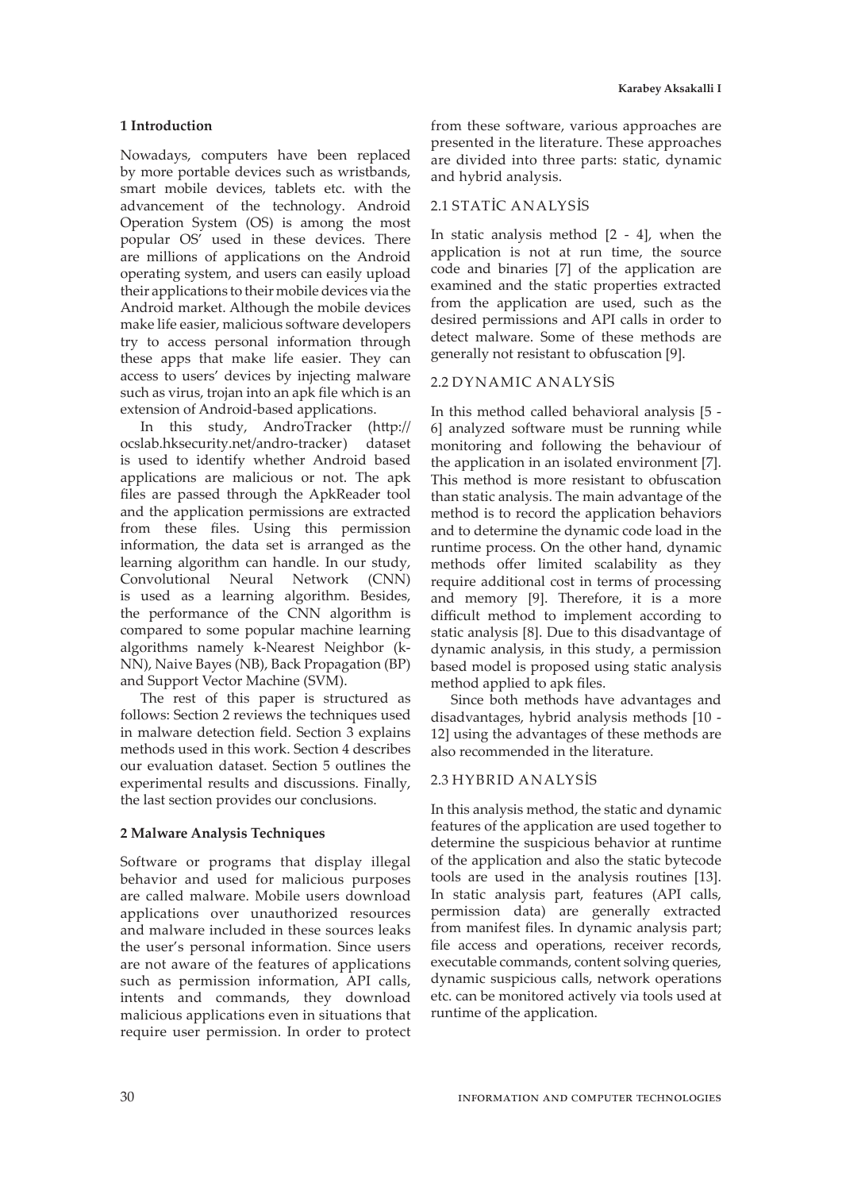## 1 Introduction

Nowadays, computers have been replaced by more portable devices such as wristbands, smart mobile devices, tablets etc. with the advancement of the technology. Android Operation System (OS) is among the most popular OS' used in these devices. There are millions of applications on the Android operating system, and users can easily upload their applications to their mobile devices via the Android market. Although the mobile devices make life easier, malicious software developers try to access personal information through these apps that make life easier. They can access to users' devices by injecting malware such as virus, trojan into an apk file which is an extension of Android-based applications.

In this study, AndroTracker (http://ocslab.hksecurity.net/andro-tracker) dataset is used to identify whether Android based applications are malicious or not. The apk files are passed through the ApkReader tool and the application permissions are extracted from these files. Using this permission information, the data set is arranged as the learning algorithm can handle. In our study, Convolutional Neural Network (CNN) is used as a learning algorithm. Besides, the performance of the CNN algorithm is compared to some popular machine learning algorithms namely k-Nearest Neighbor (k-NN), Naive Bayes (NB), Back Propagation (BP) and Support Vector Machine (SVM).

The rest of this paper is structured as follows: Section 2 reviews the techniques used in malware detection field. Section 3 explains methods used in this work. Section 4 describes our evaluation dataset. Section 5 outlines the experimental results and discussions. Finally, the last section provides our conclusions.

## 2 Malware Analysis Techniques

Software or programs that display illegal behavior and used for malicious purposes are called malware. Mobile users download applications over unauthorized resources and malware included in these sources leaks the user's personal information. Since users are not aware of the features of applications such as permission information, API calls, intents and commands, they download malicious applications even in situations that require user permission. In order to protect from these software, various approaches are presented in the literature. These approaches are divided into three parts: static, dynamic and hybrid analysis.

### 2.1 STATİC ANALYSİS

In static analysis method [2 - 4], when the application is not at run time, the source code and binaries [7] of the application are examined and the static properties extracted from the application are used, such as the desired permissions and API calls in order to detect malware. Some of these methods are generally not resistant to obfuscation [9].

### 2.2 DYNAMIC ANALYSİS

In this method called behavioral analysis [5 - 6] analyzed software must be running while monitoring and following the behaviour of the application in an isolated environment [7]. This method is more resistant to obfuscation than static analysis. The main advantage of the method is to record the application behaviors and to determine the dynamic code load in the runtime process. On the other hand, dynamic methods offer limited scalability as they require additional cost in terms of processing and memory [9]. Therefore, it is a more difficult method to implement according to static analysis [8]. Due to this disadvantage of dynamic analysis, in this study, a permission based model is proposed using static analysis method applied to apk files.

Since both methods have advantages and disadvantages, hybrid analysis methods [10 - 12] using the advantages of these methods are also recommended in the literature.

### 2.3 HYBRID ANALYSİS

In this analysis method, the static and dynamic features of the application are used together to determine the suspicious behavior at runtime of the application and also the static bytecode tools are used in the analysis routines [13]. In static analysis part, features (API calls, permission data) are generally extracted from manifest files. In dynamic analysis part; file access and operations, receiver records, executable commands, content solving queries, dynamic suspicious calls, network operations etc. can be monitored actively via tools used at runtime of the application.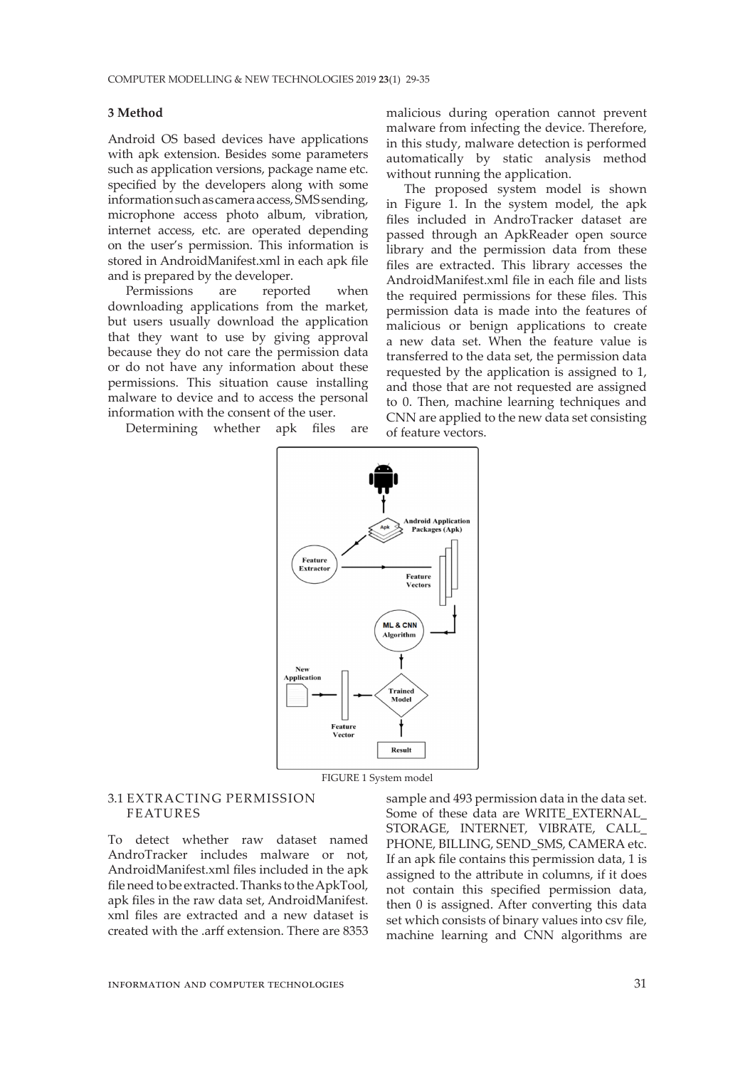## 3 Method

Android OS based devices have applications with apk extension. Besides some parameters such as application versions, package name etc. specified by the developers along with some information such as camera access, SMS sending, microphone access photo album, vibration, internet access, etc. are operated depending on the user's permission. This information is stored in AndroidManifest.xml in each apk file and is prepared by the developer.

Permissions are reported when downloading applications from the market, but users usually download the application that they want to use by giving approval because they do not care the permission data or do not have any information about these permissions. This situation cause installing malware to device and to access the personal information with the consent of the user.

Determining whether apk files are malicious during operation cannot prevent malware from infecting the device. Therefore, in this study, malware detection is performed automatically by static analysis method without running the application.

The proposed system model is shown in Figure 1. In the system model, the apk files included in AndroTracker dataset are passed through an ApkReader open source library and the permission data from these files are extracted. This library accesses the AndroidManifest.xml file in each file and lists the required permissions for these files. This permission data is made into the features of malicious or benign applications to create a new data set. When the feature value is transferred to the data set, the permission data requested by the application is assigned to 1, and those that are not requested are assigned to 0. Then, machine learning techniques and CNN are applied to the new data set consisting of feature vectors.

FIGURE 1 System model

### 3.1 EXTRACTING PERMISSION FEATURES

To detect whether raw dataset named AndroTracker includes malware or not, AndroidManifest.xml files included in the apk file need to be extracted. Thanks to the ApkTool, apk files in the raw data set, AndroidManifest.xml files are extracted and a new dataset is created with the .arff extension. There are 8353 sample and 493 permission data in the data set. Some of these data are WRITE_EXTERNAL_STORAGE, INTERNET, VIBRATE, CALL_PHONE, BILLING, SEND_SMS, CAMERA etc. If an apk file contains this permission data, 1 is assigned to the attribute in columns, if it does not contain this specified permission data, then 0 is assigned. After converting this data set which consists of binary values into csv file, machine learning and CNN algorithms are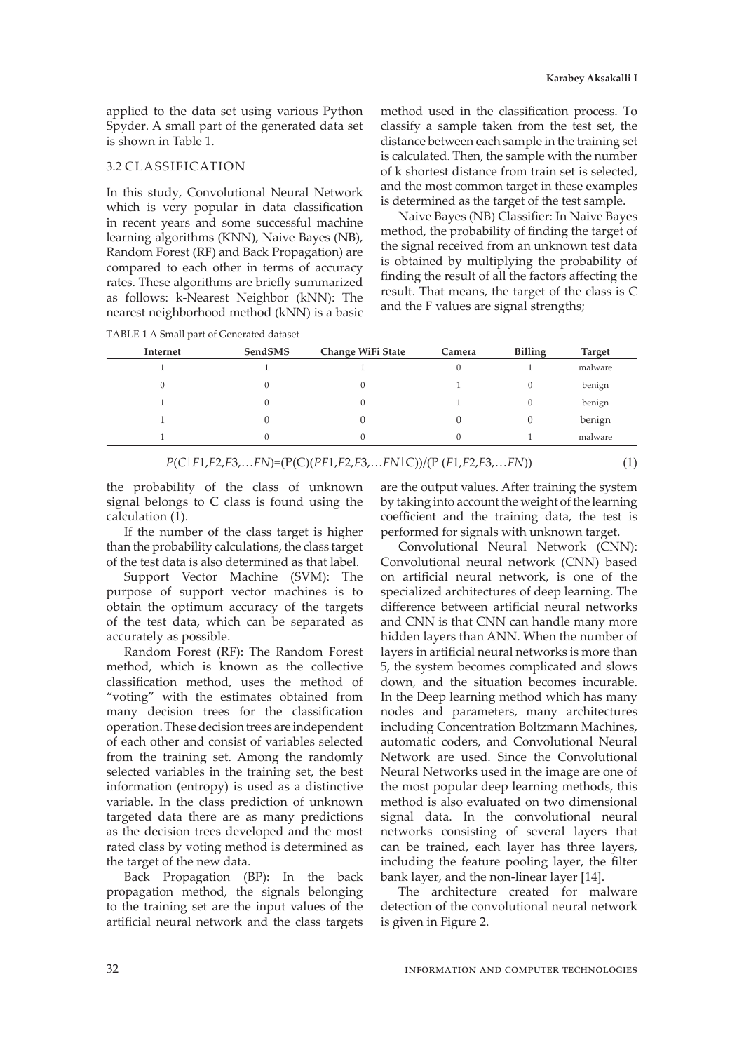applied to the data set using various Python Spyder. A small part of the generated data set is shown in Table 1.

### 3.2 CLASSIFICATION

In this study, Convolutional Neural Network which is very popular in data classification in recent years and some successful machine learning algorithms (KNN), Naive Bayes (NB), Random Forest (RF) and Back Propagation) are compared to each other in terms of accuracy rates. These algorithms are briefly summarized as follows: k-Nearest Neighbor (kNN): The nearest neighborhood method (kNN) is a basic method used in the classification process. To classify a sample taken from the test set, the distance between each sample in the training set is calculated. Then, the sample with the number of k shortest distance from train set is selected, and the most common target in these examples is determined as the target of the test sample.

Naive Bayes (NB) Classifier: In Naive Bayes method, the probability of finding the target of the signal received from an unknown test data is obtained by multiplying the probability of finding the result of all the factors affecting the result. That means, the target of the class is C and the F values are signal strengths;

TABLE 1 A Small part of Generated dataset

| Internet | SendSMS | Change WiFi State | Camera | Billing | Target |
|---|---|---|---|---|---|
| 1 | 1 | 1 | 0 | 1 | malware |
| 0 | 0 | 0 | 1 | 0 | benign |
| 1 | 0 | 0 | 1 | 0 | benign |
| 1 | 0 | 0 | 0 | 0 | benign |
| 1 | 0 | 0 | 0 | 1 | malware |

$$P(C|F1,F2,F3,\ldots FN)=(P(C)(PF1,F2,F3,\ldots FN|C))/(P(F1,F2,F3,\ldots FN)) \quad (1)$$

the probability of the class of unknown signal belongs to C class is found using the calculation (1).

If the number of the class target is higher than the probability calculations, the class target of the test data is also determined as that label.

Support Vector Machine (SVM): The purpose of support vector machines is to obtain the optimum accuracy of the targets of the test data, which can be separated as accurately as possible.

Random Forest (RF): The Random Forest method, which is known as the collective classification method, uses the method of "voting" with the estimates obtained from many decision trees for the classification operation. These decision trees are independent of each other and consist of variables selected from the training set. Among the randomly selected variables in the training set, the best information (entropy) is used as a distinctive variable. In the class prediction of unknown targeted data there are as many predictions as the decision trees developed and the most rated class by voting method is determined as the target of the new data.

Back Propagation (BP): In the back propagation method, the signals belonging to the training set are the input values of the artificial neural network and the class targets are the output values. After training the system by taking into account the weight of the learning coefficient and the training data, the test is performed for signals with unknown target.

Convolutional Neural Network (CNN): Convolutional neural network (CNN) based on artificial neural network, is one of the specialized architectures of deep learning. The difference between artificial neural networks and CNN is that CNN can handle many more hidden layers than ANN. When the number of layers in artificial neural networks is more than 5, the system becomes complicated and slows down, and the situation becomes incurable. In the Deep learning method which has many nodes and parameters, many architectures including Concentration Boltzmann Machines, automatic coders, and Convolutional Neural Network are used. Since the Convolutional Neural Networks used in the image are one of the most popular deep learning methods, this method is also evaluated on two dimensional signal data. In the convolutional neural networks consisting of several layers that can be trained, each layer has three layers, including the feature pooling layer, the filter bank layer, and the non-linear layer [14].

The architecture created for malware detection of the convolutional neural network is given in Figure 2.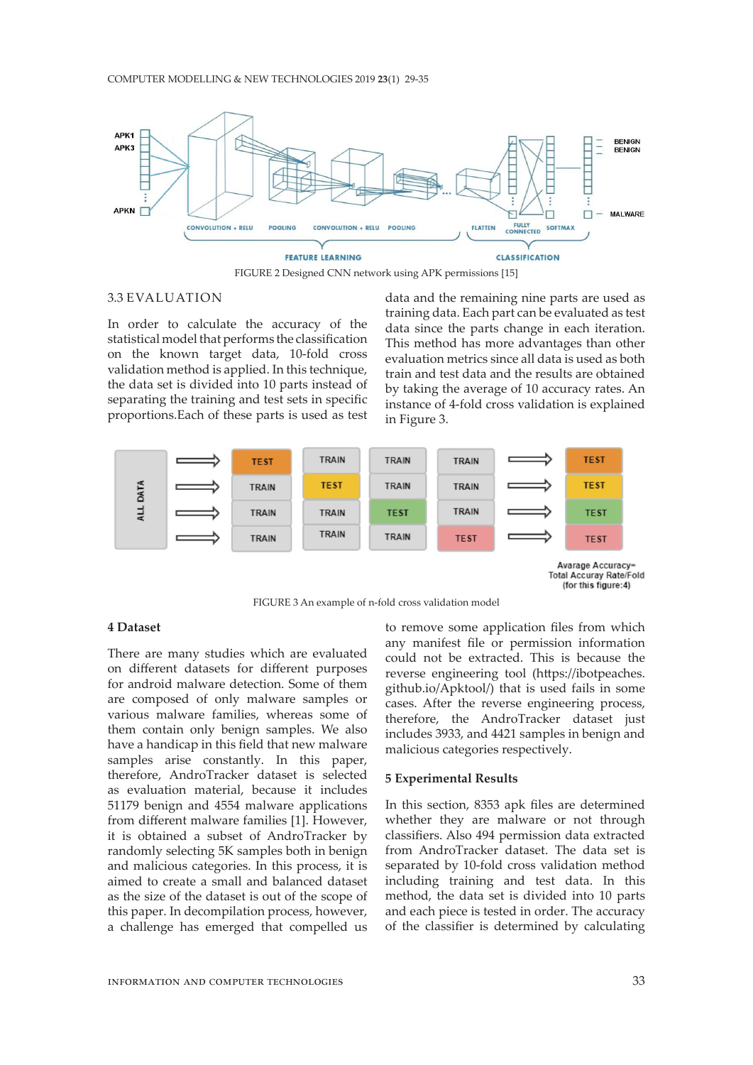FIGURE 2 Designed CNN network using APK permissions [15]

### 3.3 EVALUATION

In order to calculate the accuracy of the statistical model that performs the classification on the known target data, 10-fold cross validation method is applied. In this technique, the data set is divided into 10 parts instead of separating the training and test sets in specific proportions.Each of these parts is used as test data and the remaining nine parts are used as training data. Each part can be evaluated as test data since the parts change in each iteration. This method has more advantages than other evaluation metrics since all data is used as both train and test data and the results are obtained by taking the average of 10 accuracy rates. An instance of 4-fold cross validation is explained in Figure 3.

FIGURE 3 An example of n-fold cross validation model

## 4 Dataset

There are many studies which are evaluated on different datasets for different purposes for android malware detection. Some of them are composed of only malware samples or various malware families, whereas some of them contain only benign samples. We also have a handicap in this field that new malware samples arise constantly. In this paper, therefore, AndroTracker dataset is selected as evaluation material, because it includes 51179 benign and 4554 malware applications from different malware families [1]. However, it is obtained a subset of AndroTracker by randomly selecting 5K samples both in benign and malicious categories. In this process, it is aimed to create a small and balanced dataset as the size of the dataset is out of the scope of this paper. In decompilation process, however, a challenge has emerged that compelled us to remove some application files from which any manifest file or permission information could not be extracted. This is because the reverse engineering tool (https://ibotpeaches.github.io/Apktool/) that is used fails in some cases. After the reverse engineering process, therefore, the AndroTracker dataset just includes 3933, and 4421 samples in benign and malicious categories respectively.

## 5 Experimental Results

In this section, 8353 apk files are determined whether they are malware or not through classifiers. Also 494 permission data extracted from AndroTracker dataset. The data set is separated by 10-fold cross validation method including training and test data. In this method, the data set is divided into 10 parts and each piece is tested in order. The accuracy of the classifier is determined by calculating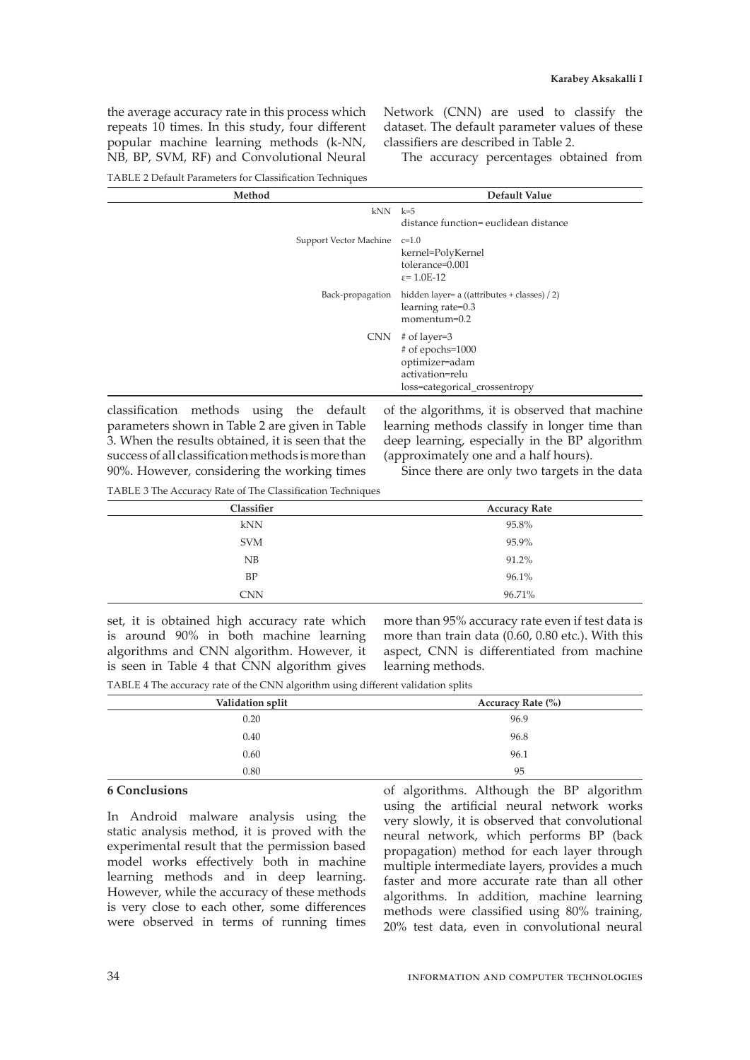the average accuracy rate in this process which repeats 10 times. In this study, four different popular machine learning methods (k-NN, NB, BP, SVM, RF) and Convolutional Neural Network (CNN) are used to classify the dataset. The default parameter values of these classifiers are described in Table 2.

TABLE 2 Default Parameters for Classification Techniques

| Method | Default Value |
|---|---|
| kNN | k=5<br>distance function= euclidean distance |
| Support Vector Machine | c=1.0<br>kernel=PolyKernel<br>tolerance=0.001<br>ε= 1.0E-12 |
| Back-propagation | hidden layer= a ((attributes + classes) / 2)<br>learning rate=0.3<br>momentum=0.2 |
| CNN | # of layer=3<br># of epochs=1000<br>optimizer=adam<br>activation=relu<br>loss=categorical_crossentropy |

The accuracy percentages obtained from classification methods using the default parameters shown in Table 2 are given in Table 3. When the results obtained, it is seen that the success of all classification methods is more than 90%. However, considering the working times of the algorithms, it is observed that machine learning methods classify in longer time than deep learning, especially in the BP algorithm (approximately one and a half hours).

TABLE 3 The Accuracy Rate of The Classification Techniques

| Classifier | Accuracy Rate |
|---|---|
| kNN | 95.8% |
| SVM | 95.9% |
| NB | 91.2% |
| BP | 96.1% |
| CNN | 96.71% |

Since there are only two targets in the data set, it is obtained high accuracy rate which is around 90% in both machine learning algorithms and CNN algorithm. However, it is seen in Table 4 that CNN algorithm gives more than 95% accuracy rate even if test data is more than train data (0.60, 0.80 etc.). With this aspect, CNN is differentiated from machine learning methods.

TABLE 4 The accuracy rate of the CNN algorithm using different validation splits

| Validation split | Accuracy Rate (%) |
|---|---|
| 0.20 | 96.9 |
| 0.40 | 96.8 |
| 0.60 | 96.1 |
| 0.80 | 95 |

## 6 Conclusions

In Android malware analysis using the static analysis method, it is proved with the experimental result that the permission based model works effectively both in machine learning methods and in deep learning. However, while the accuracy of these methods is very close to each other, some differences were observed in terms of running times of algorithms. Although the BP algorithm using the artificial neural network works very slowly, it is observed that convolutional neural network, which performs BP (back propagation) method for each layer through multiple intermediate layers, provides a much faster and more accurate rate than all other algorithms. In addition, machine learning methods were classified using 80% training, 20% test data, even in convolutional neural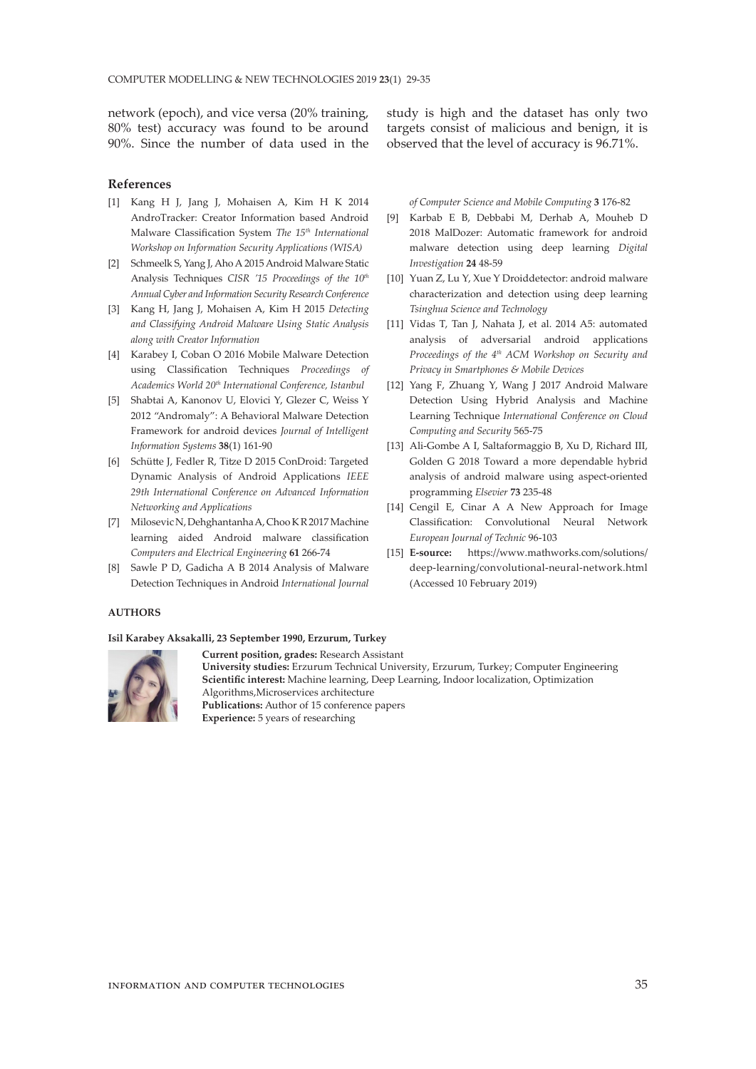network (epoch), and vice versa (20% training, 80% test) accuracy was found to be around 90%. Since the number of data used in the study is high and the dataset has only two targets consist of malicious and benign, it is observed that the level of accuracy is 96.71%.

## References

[1] Kang H J, Jang J, Mohaisen A, Kim H K 2014 AndroTracker: Creator Information based Android Malware Classification System *The 15th International Workshop on Information Security Applications (WISA)*

[2] Schmeelk S, Yang J, Aho A 2015 Android Malware Static Analysis Techniques *CISR '15 Proceedings of the 10th Annual Cyber and Information Security Research Conference*

[3] Kang H, Jang J, Mohaisen A, Kim H 2015 *Detecting and Classifying Android Malware Using Static Analysis along with Creator Information*

[4] Karabey I, Coban O 2016 Mobile Malware Detection using Classification Techniques *Proceedings of Academics World 20th International Conference, Istanbul*

[5] Shabtai A, Kanonov U, Elovici Y, Glezer C, Weiss Y 2012 "Andromaly": A Behavioral Malware Detection Framework for android devices *Journal of Intelligent Information Systems* **38**(1) 161-90

[6] Schütte J, Fedler R, Titze D 2015 ConDroid: Targeted Dynamic Analysis of Android Applications *IEEE 29th International Conference on Advanced Information Networking and Applications*

[7] Milosevic N, Dehghantanha A, Choo K R 2017 Machine learning aided Android malware classification *Computers and Electrical Engineering* **61** 266-74

[8] Sawle P D, Gadicha A B 2014 Analysis of Malware Detection Techniques in Android *International Journal of Computer Science and Mobile Computing* **3** 176-82

[9] Karbab E B, Debbabi M, Derhab A, Mouheb D 2018 MalDozer: Automatic framework for android malware detection using deep learning *Digital Investigation* **24** 48-59

[10] Yuan Z, Lu Y, Xue Y Droiddetector: android malware characterization and detection using deep learning *Tsinghua Science and Technology*

[11] Vidas T, Tan J, Nahata J, et al. 2014 A5: automated analysis of adversarial android applications *Proceedings of the 4th ACM Workshop on Security and Privacy in Smartphones & Mobile Devices*

[12] Yang F, Zhuang Y, Wang J 2017 Android Malware Detection Using Hybrid Analysis and Machine Learning Technique *International Conference on Cloud Computing and Security* 565-75

[13] Ali-Gombe A I, Saltaformaggio B, Xu D, Richard III, Golden G 2018 Toward a more dependable hybrid analysis of android malware using aspect-oriented programming *Elsevier* **73** 235-48

[14] Cengil E, Cinar A A New Approach for Image Classification: Convolutional Neural Network *European Journal of Technic* 96-103

[15] **E-source:** https://www.mathworks.com/solutions/deep-learning/convolutional-neural-network.html (Accessed 10 February 2019)

## AUTHORS

**Isil Karabey Aksakalli, 23 September 1990, Erzurum, Turkey**

**Current position, grades:** Research Assistant
**University studies:** Erzurum Technical University, Erzurum, Turkey; Computer Engineering
**Scientific interest:** Machine learning, Deep Learning, Indoor localization, Optimization Algorithms,Microservices architecture
**Publications:** Author of 15 conference papers
**Experience:** 5 years of researching